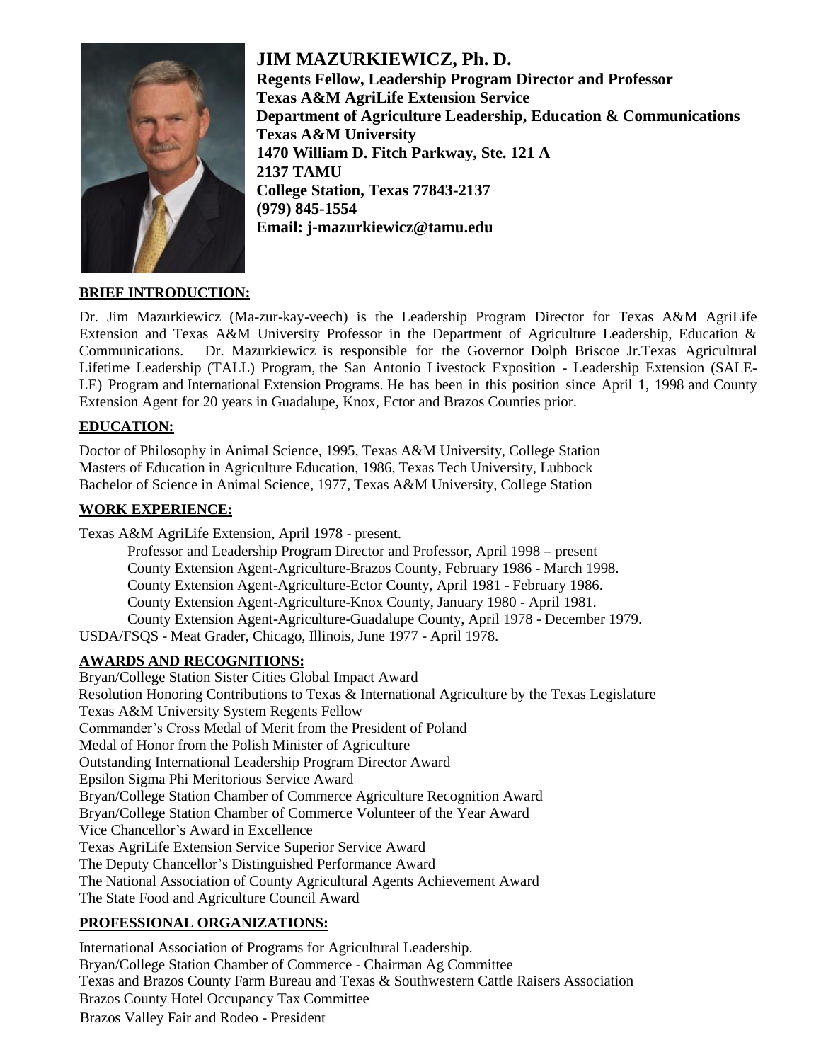# JIM MAZURKIEWICZ, Ph. D.

**Regents Fellow, Leadership Program Director and Professor**
**Texas A&M AgriLife Extension Service**
**Department of Agriculture Leadership, Education & Communications**
**Texas A&M University**
**1470 William D. Fitch Parkway, Ste. 121 A**
**2137 TAMU**
**College Station, Texas 77843-2137**
**(979) 845-1554**
**Email: j-mazurkiewicz@tamu.edu**

## BRIEF INTRODUCTION:

Dr. Jim Mazurkiewicz (Ma-zur-kay-veech) is the Leadership Program Director for Texas A&M AgriLife Extension and Texas A&M University Professor in the Department of Agriculture Leadership, Education & Communications. Dr. Mazurkiewicz is responsible for the Governor Dolph Briscoe Jr.Texas Agricultural Lifetime Leadership (TALL) Program, the San Antonio Livestock Exposition - Leadership Extension (SALE-LE) Program and International Extension Programs. He has been in this position since April 1, 1998 and County Extension Agent for 20 years in Guadalupe, Knox, Ector and Brazos Counties prior.

## EDUCATION:

Doctor of Philosophy in Animal Science, 1995, Texas A&M University, College Station
Masters of Education in Agriculture Education, 1986, Texas Tech University, Lubbock
Bachelor of Science in Animal Science, 1977, Texas A&M University, College Station

## WORK EXPERIENCE:

Texas A&M AgriLife Extension, April 1978 - present.

- Professor and Leadership Program Director and Professor, April 1998 – present
- County Extension Agent-Agriculture-Brazos County, February 1986 - March 1998.
- County Extension Agent-Agriculture-Ector County, April 1981 - February 1986.
- County Extension Agent-Agriculture-Knox County, January 1980 - April 1981.
- County Extension Agent-Agriculture-Guadalupe County, April 1978 - December 1979.

USDA/FSQS - Meat Grader, Chicago, Illinois, June 1977 - April 1978.

## AWARDS AND RECOGNITIONS:

Bryan/College Station Sister Cities Global Impact Award
Resolution Honoring Contributions to Texas & International Agriculture by the Texas Legislature
Texas A&M University System Regents Fellow
Commander's Cross Medal of Merit from the President of Poland
Medal of Honor from the Polish Minister of Agriculture
Outstanding International Leadership Program Director Award
Epsilon Sigma Phi Meritorious Service Award
Bryan/College Station Chamber of Commerce Agriculture Recognition Award
Bryan/College Station Chamber of Commerce Volunteer of the Year Award
Vice Chancellor's Award in Excellence
Texas AgriLife Extension Service Superior Service Award
The Deputy Chancellor's Distinguished Performance Award
The National Association of County Agricultural Agents Achievement Award
The State Food and Agriculture Council Award

## PROFESSIONAL ORGANIZATIONS:

International Association of Programs for Agricultural Leadership.
Bryan/College Station Chamber of Commerce - Chairman Ag Committee
Texas and Brazos County Farm Bureau and Texas & Southwestern Cattle Raisers Association
Brazos County Hotel Occupancy Tax Committee
Brazos Valley Fair and Rodeo - President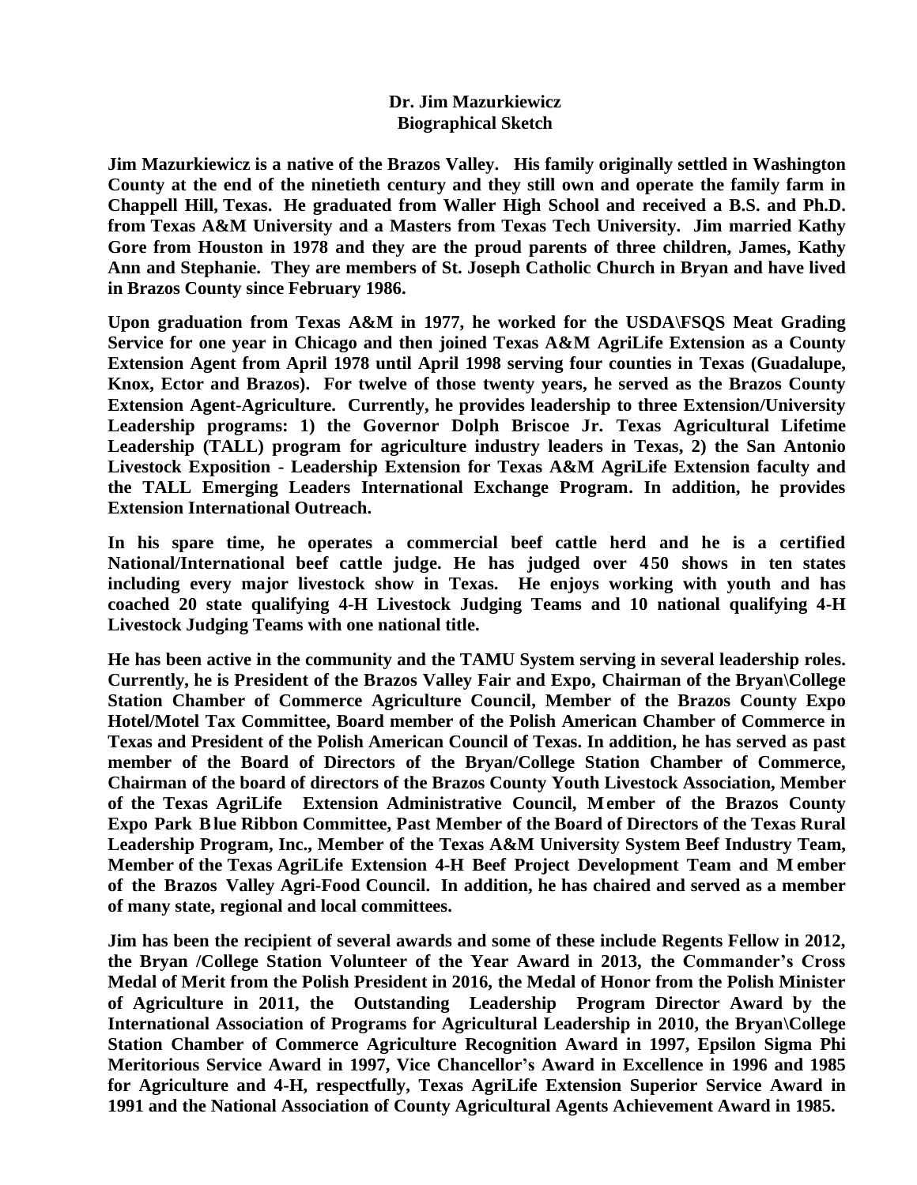**Dr. Jim Mazurkiewicz**
**Biographical Sketch**

**Jim Mazurkiewicz is a native of the Brazos Valley. His family originally settled in Washington County at the end of the ninetieth century and they still own and operate the family farm in Chappell Hill, Texas. He graduated from Waller High School and received a B.S. and Ph.D. from Texas A&M University and a Masters from Texas Tech University. Jim married Kathy Gore from Houston in 1978 and they are the proud parents of three children, James, Kathy Ann and Stephanie. They are members of St. Joseph Catholic Church in Bryan and have lived in Brazos County since February 1986.**

**Upon graduation from Texas A&M in 1977, he worked for the USDA\FSQS Meat Grading Service for one year in Chicago and then joined Texas A&M AgriLife Extension as a County Extension Agent from April 1978 until April 1998 serving four counties in Texas (Guadalupe, Knox, Ector and Brazos). For twelve of those twenty years, he served as the Brazos County Extension Agent-Agriculture. Currently, he provides leadership to three Extension/University Leadership programs: 1) the Governor Dolph Briscoe Jr. Texas Agricultural Lifetime Leadership (TALL) program for agriculture industry leaders in Texas, 2) the San Antonio Livestock Exposition - Leadership Extension for Texas A&M AgriLife Extension faculty and the TALL Emerging Leaders International Exchange Program. In addition, he provides Extension International Outreach.**

**In his spare time, he operates a commercial beef cattle herd and he is a certified National/International beef cattle judge. He has judged over 450 shows in ten states including every major livestock show in Texas. He enjoys working with youth and has coached 20 state qualifying 4-H Livestock Judging Teams and 10 national qualifying 4-H Livestock Judging Teams with one national title.**

**He has been active in the community and the TAMU System serving in several leadership roles. Currently, he is President of the Brazos Valley Fair and Expo, Chairman of the Bryan\College Station Chamber of Commerce Agriculture Council, Member of the Brazos County Expo Hotel/Motel Tax Committee, Board member of the Polish American Chamber of Commerce in Texas and President of the Polish American Council of Texas. In addition, he has served as past member of the Board of Directors of the Bryan/College Station Chamber of Commerce, Chairman of the board of directors of the Brazos County Youth Livestock Association, Member of the Texas AgriLife Extension Administrative Council, Member of the Brazos County Expo Park Blue Ribbon Committee, Past Member of the Board of Directors of the Texas Rural Leadership Program, Inc., Member of the Texas A&M University System Beef Industry Team, Member of the Texas AgriLife Extension 4-H Beef Project Development Team and Member of the Brazos Valley Agri-Food Council. In addition, he has chaired and served as a member of many state, regional and local committees.**

**Jim has been the recipient of several awards and some of these include Regents Fellow in 2012, the Bryan /College Station Volunteer of the Year Award in 2013, the Commander's Cross Medal of Merit from the Polish President in 2016, the Medal of Honor from the Polish Minister of Agriculture in 2011, the Outstanding Leadership Program Director Award by the International Association of Programs for Agricultural Leadership in 2010, the Bryan\College Station Chamber of Commerce Agriculture Recognition Award in 1997, Epsilon Sigma Phi Meritorious Service Award in 1997, Vice Chancellor's Award in Excellence in 1996 and 1985 for Agriculture and 4-H, respectfully, Texas AgriLife Extension Superior Service Award in 1991 and the National Association of County Agricultural Agents Achievement Award in 1985.**